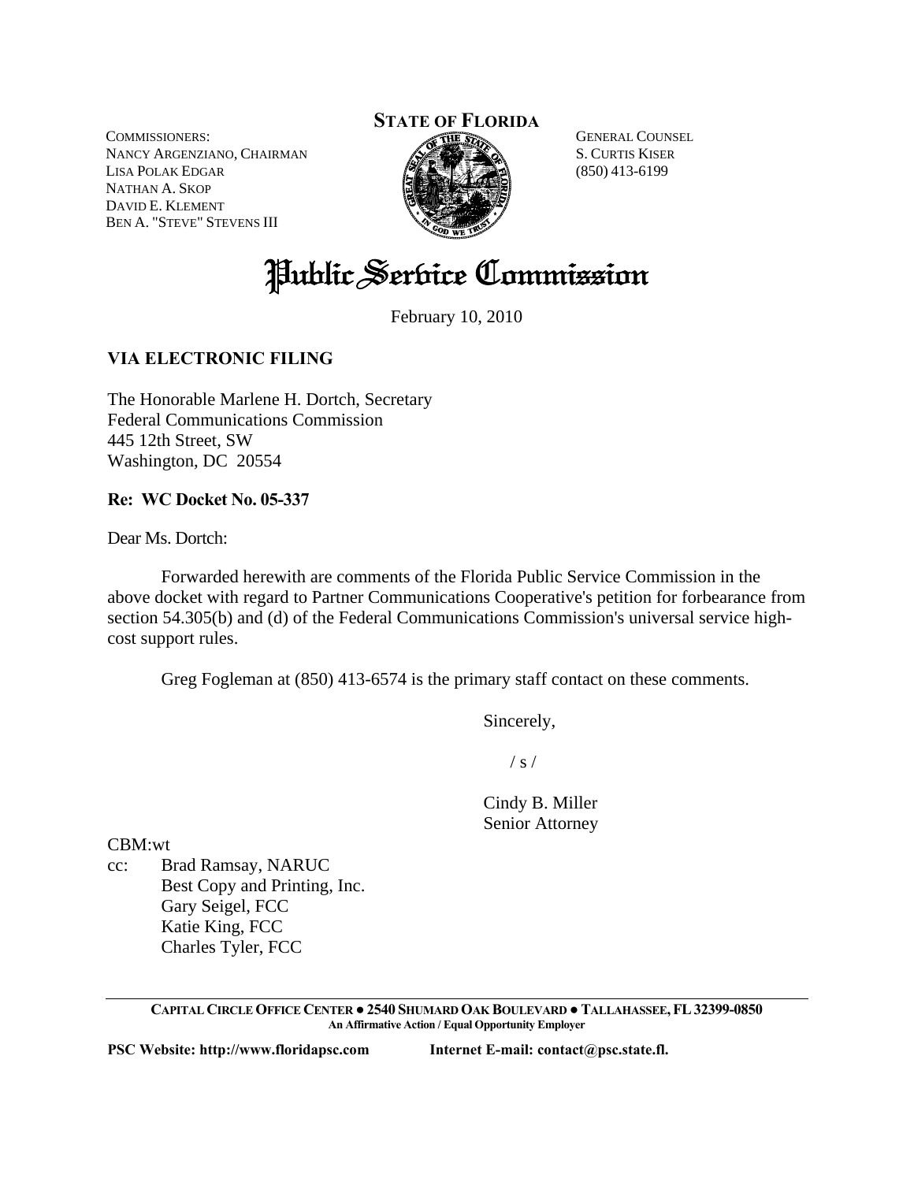**STATE OF FLORIDA**

COMMISSIONERS:
NANCY ARGENZIANO, CHAIRMAN
LISA POLAK EDGAR
NATHAN A. SKOP
DAVID E. KLEMENT
BEN A. "STEVE" STEVENS III

GENERAL COUNSEL
S. CURTIS KISER
(850) 413-6199

# Public Service Commission

February 10, 2010

**VIA ELECTRONIC FILING**

The Honorable Marlene H. Dortch, Secretary
Federal Communications Commission
445 12th Street, SW
Washington, DC 20554

**Re: WC Docket No. 05-337**

Dear Ms. Dortch:

Forwarded herewith are comments of the Florida Public Service Commission in the above docket with regard to Partner Communications Cooperative's petition for forbearance from section 54.305(b) and (d) of the Federal Communications Commission's universal service high-cost support rules.

Greg Fogleman at (850) 413-6574 is the primary staff contact on these comments.

Sincerely,

/ s /

Cindy B. Miller
Senior Attorney

CBM:wt

cc: Brad Ramsay, NARUC
Best Copy and Printing, Inc.
Gary Seigel, FCC
Katie King, FCC
Charles Tyler, FCC

**CAPITAL CIRCLE OFFICE CENTER ● 2540 SHUMARD OAK BOULEVARD ● TALLAHASSEE, FL 32399-0850**
**An Affirmative Action / Equal Opportunity Employer**

**PSC Website: http://www.floridapsc.com Internet E-mail: contact@psc.state.fl.**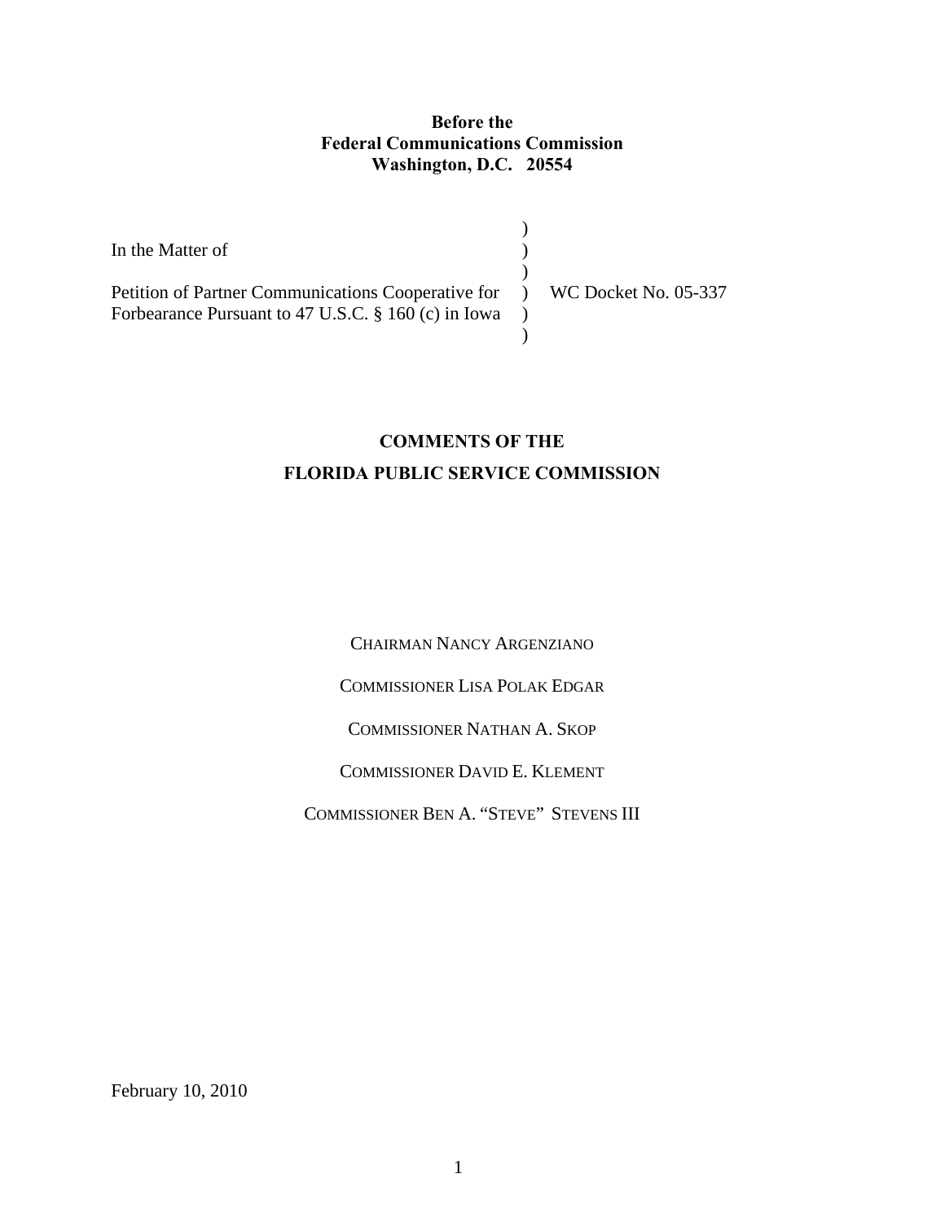**Before the**
**Federal Communications Commission**
**Washington, D.C. 20554**

| | | |
|---|---|---|
| In the Matter of | ) | |
| | ) | |
| Petition of Partner Communications Cooperative for Forbearance Pursuant to 47 U.S.C. § 160 (c) in Iowa | ) | WC Docket No. 05-337 |
| | ) | |

**COMMENTS OF THE**

**FLORIDA PUBLIC SERVICE COMMISSION**

CHAIRMAN NANCY ARGENZIANO

COMMISSIONER LISA POLAK EDGAR

COMMISSIONER NATHAN A. SKOP

COMMISSIONER DAVID E. KLEMENT

COMMISSIONER BEN A. "STEVE" STEVENS III

February 10, 2010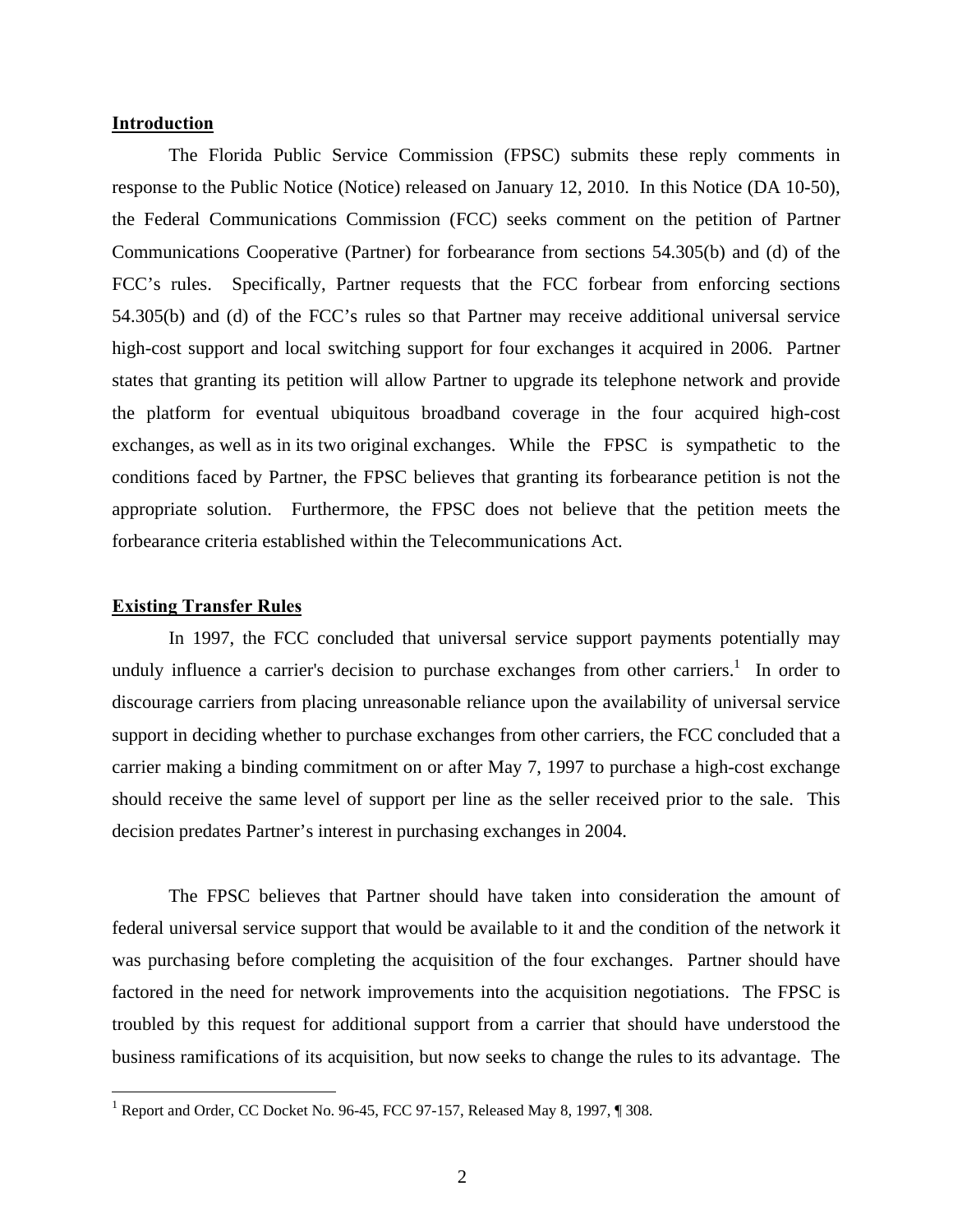## Introduction

The Florida Public Service Commission (FPSC) submits these reply comments in response to the Public Notice (Notice) released on January 12, 2010. In this Notice (DA 10-50), the Federal Communications Commission (FCC) seeks comment on the petition of Partner Communications Cooperative (Partner) for forbearance from sections 54.305(b) and (d) of the FCC's rules. Specifically, Partner requests that the FCC forbear from enforcing sections 54.305(b) and (d) of the FCC's rules so that Partner may receive additional universal service high-cost support and local switching support for four exchanges it acquired in 2006. Partner states that granting its petition will allow Partner to upgrade its telephone network and provide the platform for eventual ubiquitous broadband coverage in the four acquired high-cost exchanges, as well as in its two original exchanges. While the FPSC is sympathetic to the conditions faced by Partner, the FPSC believes that granting its forbearance petition is not the appropriate solution. Furthermore, the FPSC does not believe that the petition meets the forbearance criteria established within the Telecommunications Act.

## Existing Transfer Rules

In 1997, the FCC concluded that universal service support payments potentially may unduly influence a carrier's decision to purchase exchanges from other carriers.[1] In order to discourage carriers from placing unreasonable reliance upon the availability of universal service support in deciding whether to purchase exchanges from other carriers, the FCC concluded that a carrier making a binding commitment on or after May 7, 1997 to purchase a high-cost exchange should receive the same level of support per line as the seller received prior to the sale. This decision predates Partner's interest in purchasing exchanges in 2004.

The FPSC believes that Partner should have taken into consideration the amount of federal universal service support that would be available to it and the condition of the network it was purchasing before completing the acquisition of the four exchanges. Partner should have factored in the need for network improvements into the acquisition negotiations. The FPSC is troubled by this request for additional support from a carrier that should have understood the business ramifications of its acquisition, but now seeks to change the rules to its advantage. The

[1] Report and Order, CC Docket No. 96-45, FCC 97-157, Released May 8, 1997, ¶ 308.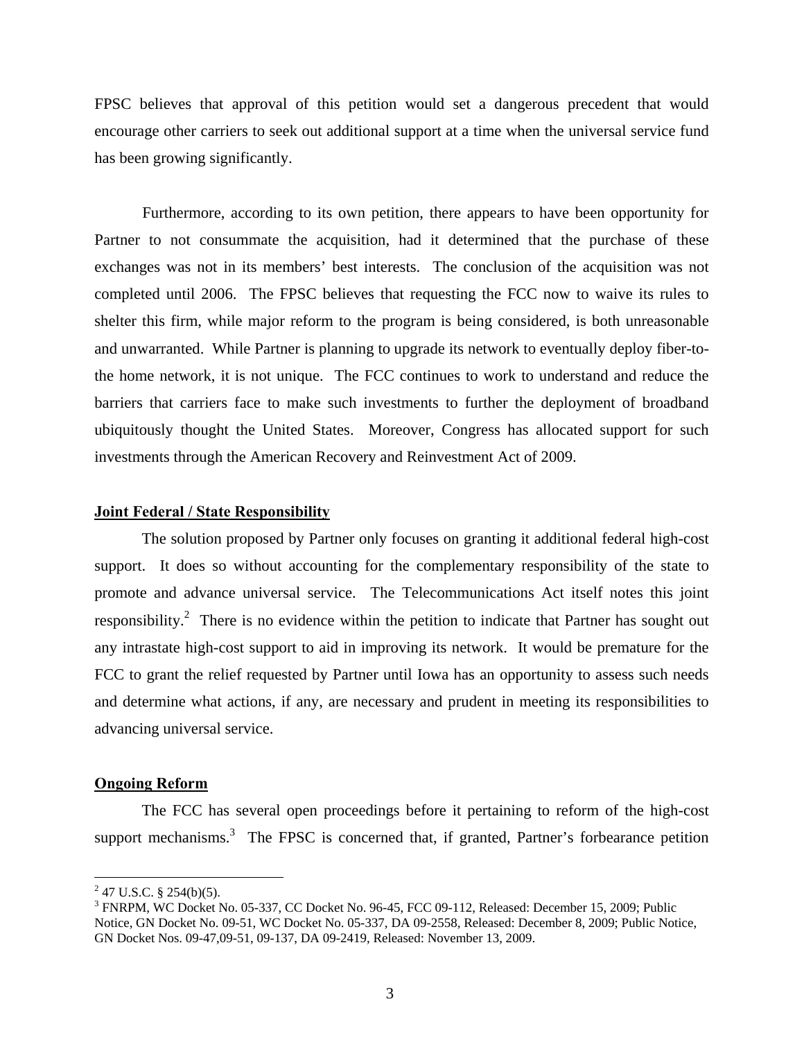FPSC believes that approval of this petition would set a dangerous precedent that would encourage other carriers to seek out additional support at a time when the universal service fund has been growing significantly.

Furthermore, according to its own petition, there appears to have been opportunity for Partner to not consummate the acquisition, had it determined that the purchase of these exchanges was not in its members' best interests. The conclusion of the acquisition was not completed until 2006. The FPSC believes that requesting the FCC now to waive its rules to shelter this firm, while major reform to the program is being considered, is both unreasonable and unwarranted. While Partner is planning to upgrade its network to eventually deploy fiber-to-the home network, it is not unique. The FCC continues to work to understand and reduce the barriers that carriers face to make such investments to further the deployment of broadband ubiquitously thought the United States. Moreover, Congress has allocated support for such investments through the American Recovery and Reinvestment Act of 2009.

**Joint Federal / State Responsibility**

The solution proposed by Partner only focuses on granting it additional federal high-cost support. It does so without accounting for the complementary responsibility of the state to promote and advance universal service. The Telecommunications Act itself notes this joint responsibility.[2] There is no evidence within the petition to indicate that Partner has sought out any intrastate high-cost support to aid in improving its network. It would be premature for the FCC to grant the relief requested by Partner until Iowa has an opportunity to assess such needs and determine what actions, if any, are necessary and prudent in meeting its responsibilities to advancing universal service.

**Ongoing Reform**

The FCC has several open proceedings before it pertaining to reform of the high-cost support mechanisms.[3] The FPSC is concerned that, if granted, Partner's forbearance petition

[2] 47 U.S.C. § 254(b)(5).

[3] FNRPM, WC Docket No. 05-337, CC Docket No. 96-45, FCC 09-112, Released: December 15, 2009; Public Notice, GN Docket No. 09-51, WC Docket No. 05-337, DA 09-2558, Released: December 8, 2009; Public Notice, GN Docket Nos. 09-47,09-51, 09-137, DA 09-2419, Released: November 13, 2009.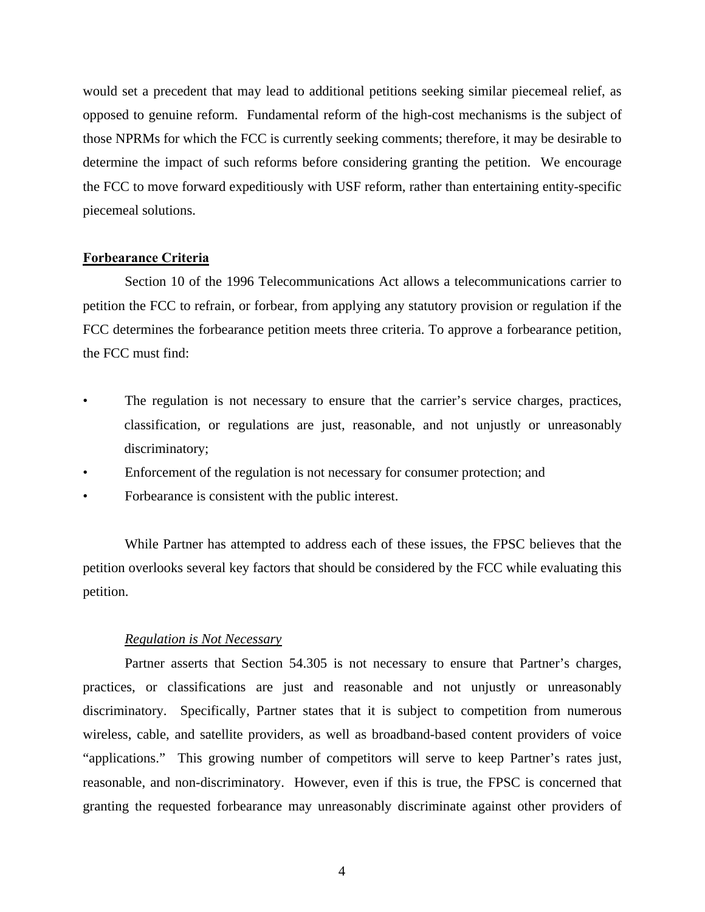would set a precedent that may lead to additional petitions seeking similar piecemeal relief, as opposed to genuine reform. Fundamental reform of the high-cost mechanisms is the subject of those NPRMs for which the FCC is currently seeking comments; therefore, it may be desirable to determine the impact of such reforms before considering granting the petition. We encourage the FCC to move forward expeditiously with USF reform, rather than entertaining entity-specific piecemeal solutions.

**Forbearance Criteria**

Section 10 of the 1996 Telecommunications Act allows a telecommunications carrier to petition the FCC to refrain, or forbear, from applying any statutory provision or regulation if the FCC determines the forbearance petition meets three criteria. To approve a forbearance petition, the FCC must find:

- The regulation is not necessary to ensure that the carrier's service charges, practices, classification, or regulations are just, reasonable, and not unjustly or unreasonably discriminatory;
- Enforcement of the regulation is not necessary for consumer protection; and
- Forbearance is consistent with the public interest.

While Partner has attempted to address each of these issues, the FPSC believes that the petition overlooks several key factors that should be considered by the FCC while evaluating this petition.

*Regulation is Not Necessary*

Partner asserts that Section 54.305 is not necessary to ensure that Partner's charges, practices, or classifications are just and reasonable and not unjustly or unreasonably discriminatory. Specifically, Partner states that it is subject to competition from numerous wireless, cable, and satellite providers, as well as broadband-based content providers of voice "applications." This growing number of competitors will serve to keep Partner's rates just, reasonable, and non-discriminatory. However, even if this is true, the FPSC is concerned that granting the requested forbearance may unreasonably discriminate against other providers of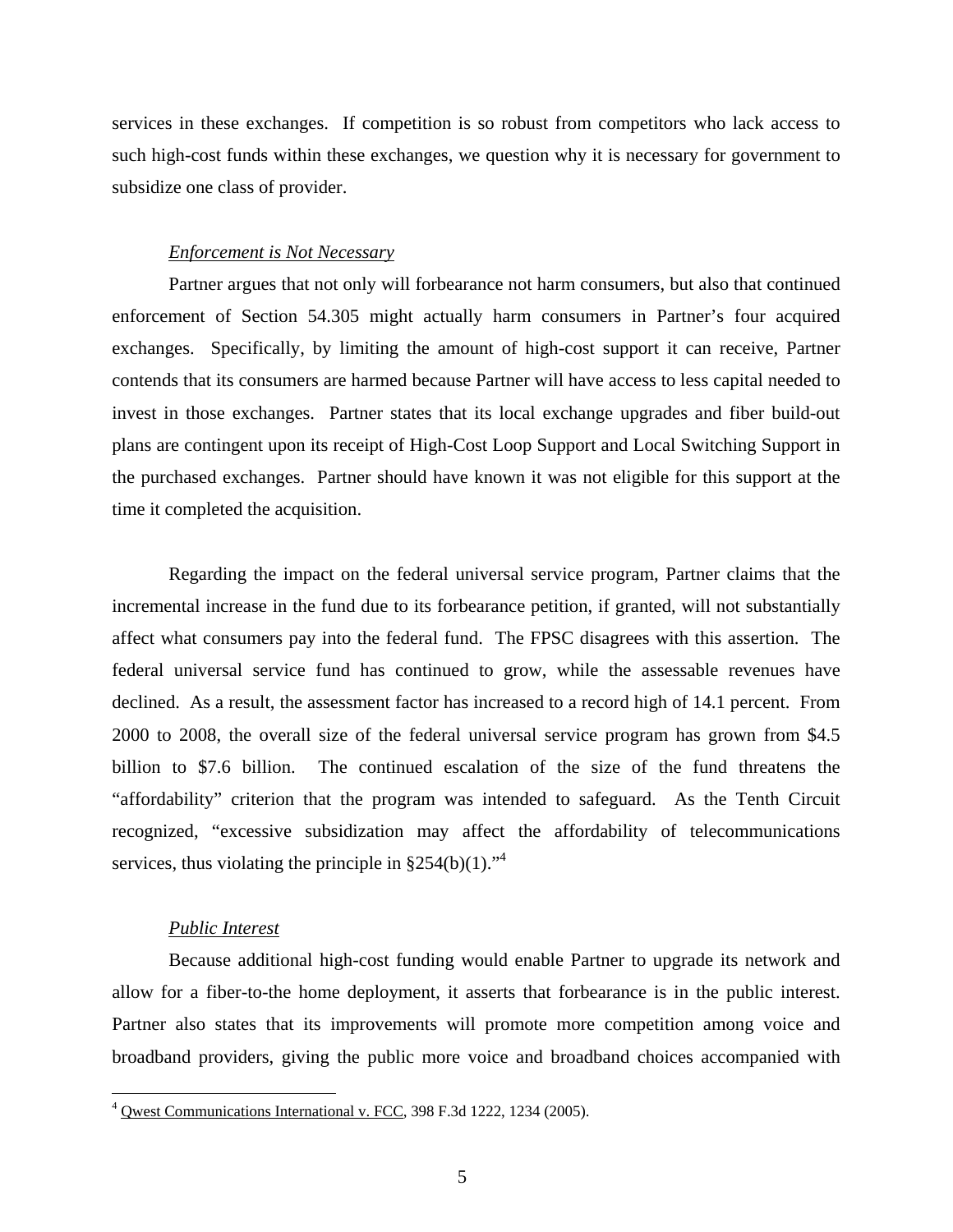services in these exchanges. If competition is so robust from competitors who lack access to such high-cost funds within these exchanges, we question why it is necessary for government to subsidize one class of provider.

*Enforcement is Not Necessary*

Partner argues that not only will forbearance not harm consumers, but also that continued enforcement of Section 54.305 might actually harm consumers in Partner's four acquired exchanges. Specifically, by limiting the amount of high-cost support it can receive, Partner contends that its consumers are harmed because Partner will have access to less capital needed to invest in those exchanges. Partner states that its local exchange upgrades and fiber build-out plans are contingent upon its receipt of High-Cost Loop Support and Local Switching Support in the purchased exchanges. Partner should have known it was not eligible for this support at the time it completed the acquisition.

Regarding the impact on the federal universal service program, Partner claims that the incremental increase in the fund due to its forbearance petition, if granted, will not substantially affect what consumers pay into the federal fund. The FPSC disagrees with this assertion. The federal universal service fund has continued to grow, while the assessable revenues have declined. As a result, the assessment factor has increased to a record high of 14.1 percent. From 2000 to 2008, the overall size of the federal universal service program has grown from $4.5 billion to $7.6 billion. The continued escalation of the size of the fund threatens the "affordability" criterion that the program was intended to safeguard. As the Tenth Circuit recognized, "excessive subsidization may affect the affordability of telecommunications services, thus violating the principle in §254(b)(1)."[4]

*Public Interest*

Because additional high-cost funding would enable Partner to upgrade its network and allow for a fiber-to-the home deployment, it asserts that forbearance is in the public interest. Partner also states that its improvements will promote more competition among voice and broadband providers, giving the public more voice and broadband choices accompanied with

---

[4] Qwest Communications International v. FCC, 398 F.3d 1222, 1234 (2005).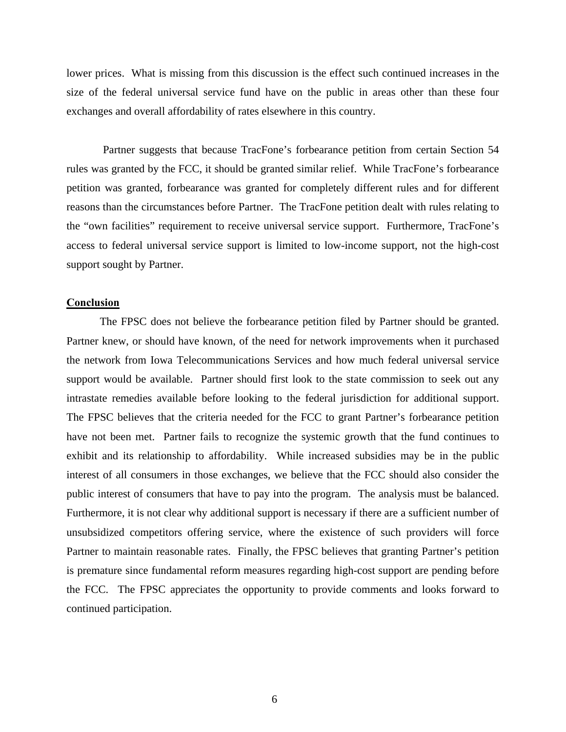lower prices. What is missing from this discussion is the effect such continued increases in the size of the federal universal service fund have on the public in areas other than these four exchanges and overall affordability of rates elsewhere in this country.

Partner suggests that because TracFone's forbearance petition from certain Section 54 rules was granted by the FCC, it should be granted similar relief. While TracFone's forbearance petition was granted, forbearance was granted for completely different rules and for different reasons than the circumstances before Partner. The TracFone petition dealt with rules relating to the "own facilities" requirement to receive universal service support. Furthermore, TracFone's access to federal universal service support is limited to low-income support, not the high-cost support sought by Partner.

**Conclusion**

The FPSC does not believe the forbearance petition filed by Partner should be granted. Partner knew, or should have known, of the need for network improvements when it purchased the network from Iowa Telecommunications Services and how much federal universal service support would be available. Partner should first look to the state commission to seek out any intrastate remedies available before looking to the federal jurisdiction for additional support. The FPSC believes that the criteria needed for the FCC to grant Partner's forbearance petition have not been met. Partner fails to recognize the systemic growth that the fund continues to exhibit and its relationship to affordability. While increased subsidies may be in the public interest of all consumers in those exchanges, we believe that the FCC should also consider the public interest of consumers that have to pay into the program. The analysis must be balanced. Furthermore, it is not clear why additional support is necessary if there are a sufficient number of unsubsidized competitors offering service, where the existence of such providers will force Partner to maintain reasonable rates. Finally, the FPSC believes that granting Partner's petition is premature since fundamental reform measures regarding high-cost support are pending before the FCC. The FPSC appreciates the opportunity to provide comments and looks forward to continued participation.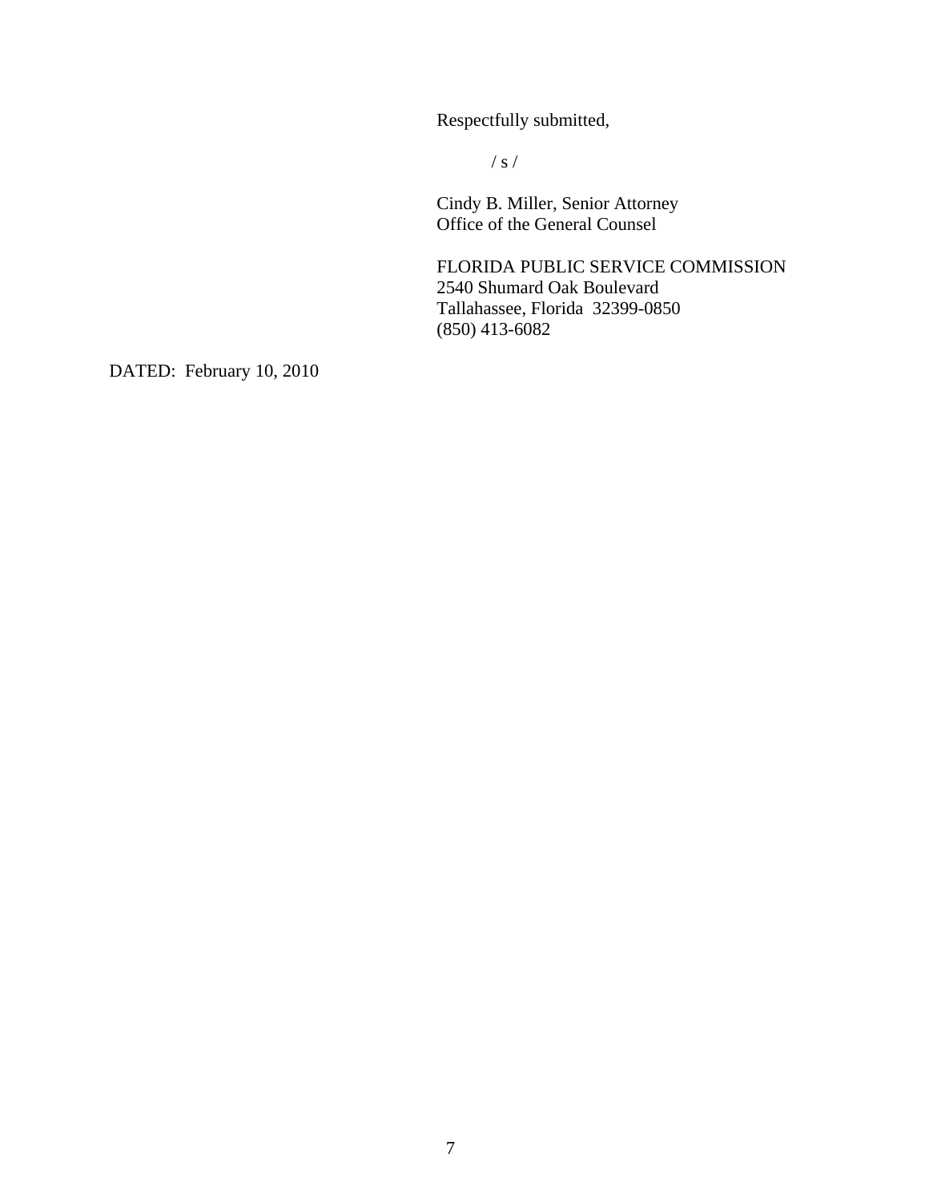Respectfully submitted,

/ s /

Cindy B. Miller, Senior Attorney
Office of the General Counsel

FLORIDA PUBLIC SERVICE COMMISSION
2540 Shumard Oak Boulevard
Tallahassee, Florida 32399-0850
(850) 413-6082

DATED: February 10, 2010